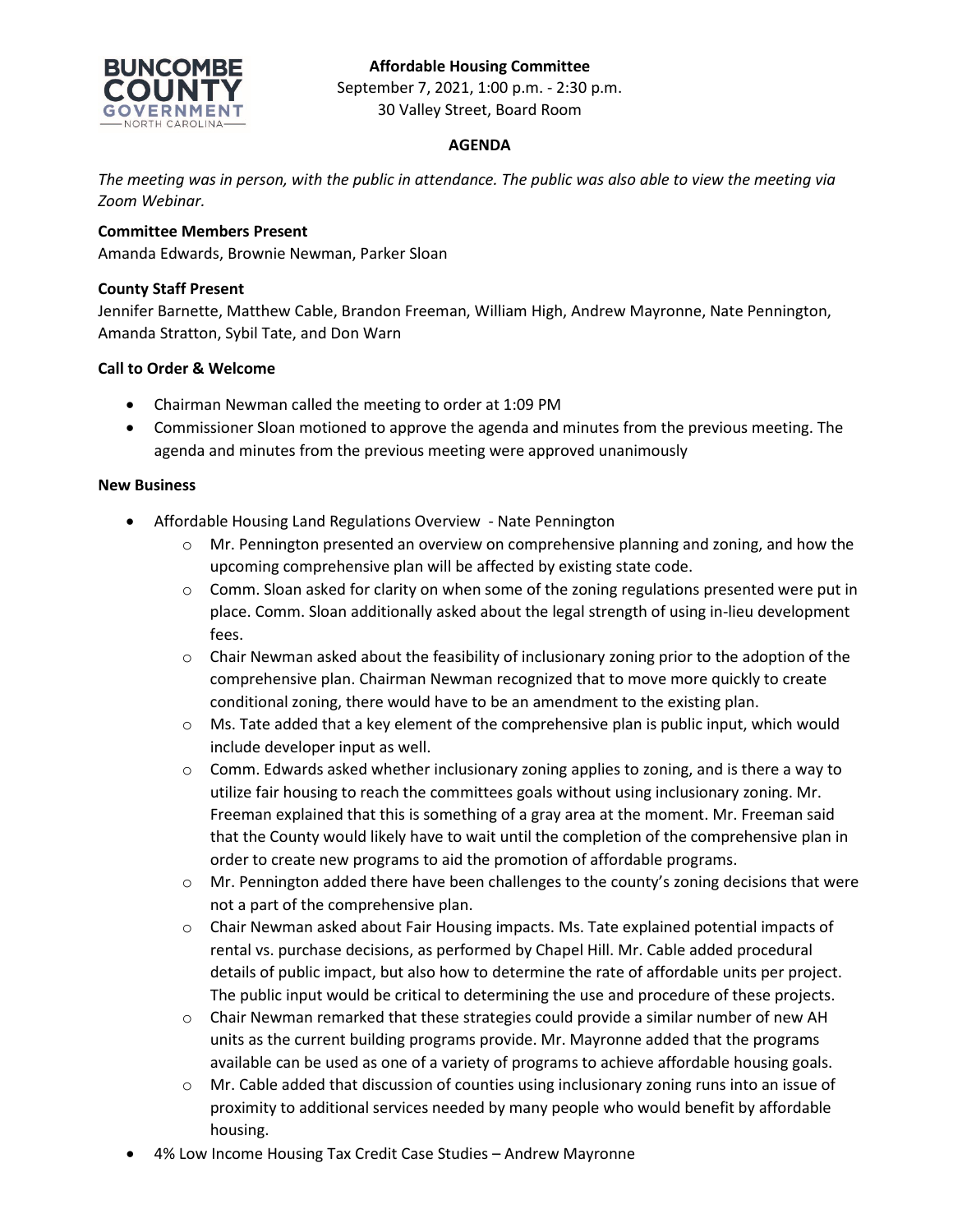**Affordable Housing Committee**
September 7, 2021, 1:00 p.m. - 2:30 p.m.
30 Valley Street, Board Room

**AGENDA**

*The meeting was in person, with the public in attendance. The public was also able to view the meeting via Zoom Webinar.*

**Committee Members Present**
Amanda Edwards, Brownie Newman, Parker Sloan

**County Staff Present**
Jennifer Barnette, Matthew Cable, Brandon Freeman, William High, Andrew Mayronne, Nate Pennington, Amanda Stratton, Sybil Tate, and Don Warn

**Call to Order & Welcome**

- Chairman Newman called the meeting to order at 1:09 PM
- Commissioner Sloan motioned to approve the agenda and minutes from the previous meeting. The agenda and minutes from the previous meeting were approved unanimously

**New Business**

- Affordable Housing Land Regulations Overview - Nate Pennington
    - Mr. Pennington presented an overview on comprehensive planning and zoning, and how the upcoming comprehensive plan will be affected by existing state code.
    - Comm. Sloan asked for clarity on when some of the zoning regulations presented were put in place. Comm. Sloan additionally asked about the legal strength of using in-lieu development fees.
    - Chair Newman asked about the feasibility of inclusionary zoning prior to the adoption of the comprehensive plan. Chairman Newman recognized that to move more quickly to create conditional zoning, there would have to be an amendment to the existing plan.
    - Ms. Tate added that a key element of the comprehensive plan is public input, which would include developer input as well.
    - Comm. Edwards asked whether inclusionary zoning applies to zoning, and is there a way to utilize fair housing to reach the committees goals without using inclusionary zoning. Mr. Freeman explained that this is something of a gray area at the moment. Mr. Freeman said that the County would likely have to wait until the completion of the comprehensive plan in order to create new programs to aid the promotion of affordable programs.
    - Mr. Pennington added there have been challenges to the county's zoning decisions that were not a part of the comprehensive plan.
    - Chair Newman asked about Fair Housing impacts. Ms. Tate explained potential impacts of rental vs. purchase decisions, as performed by Chapel Hill. Mr. Cable added procedural details of public impact, but also how to determine the rate of affordable units per project. The public input would be critical to determining the use and procedure of these projects.
    - Chair Newman remarked that these strategies could provide a similar number of new AH units as the current building programs provide. Mr. Mayronne added that the programs available can be used as one of a variety of programs to achieve affordable housing goals.
    - Mr. Cable added that discussion of counties using inclusionary zoning runs into an issue of proximity to additional services needed by many people who would benefit by affordable housing.
- 4% Low Income Housing Tax Credit Case Studies – Andrew Mayronne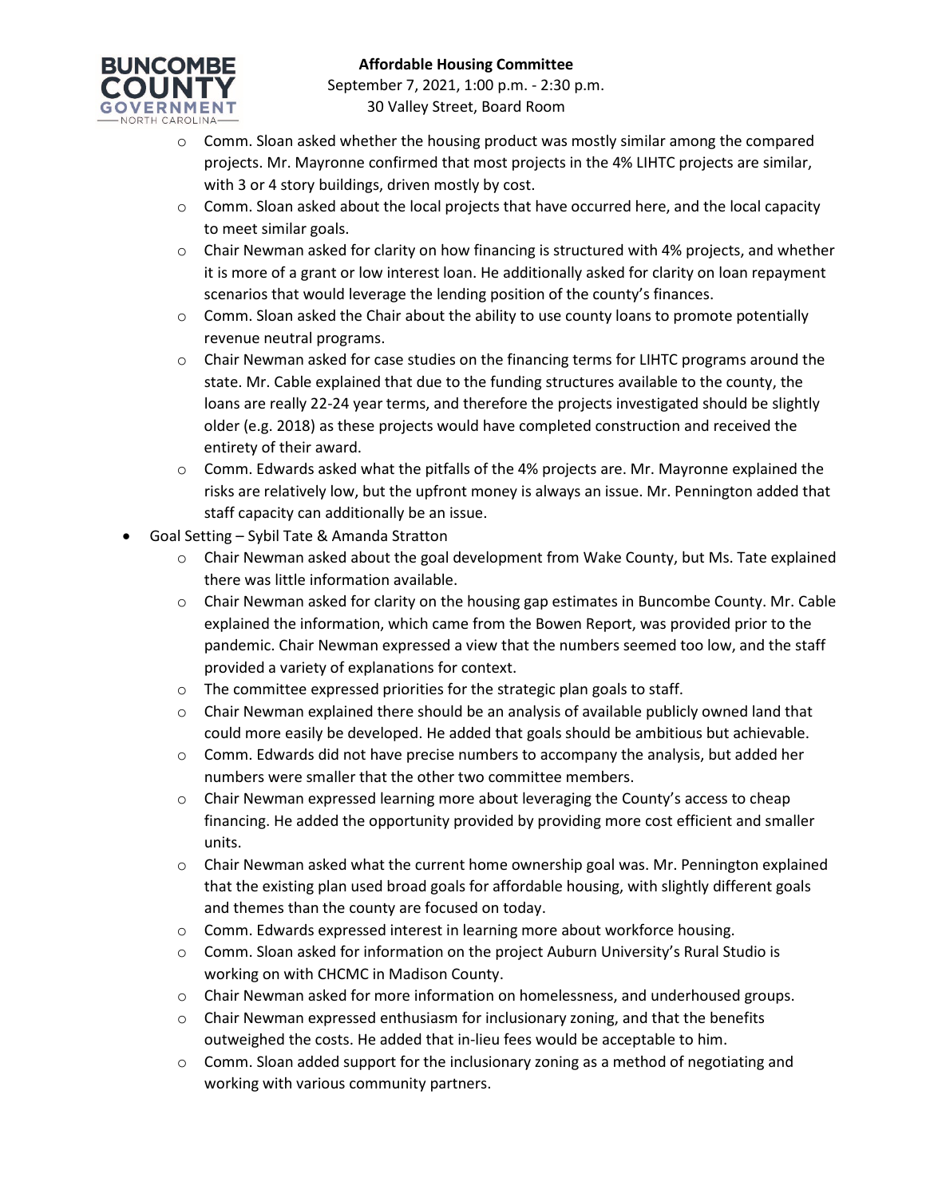- Comm. Sloan asked whether the housing product was mostly similar among the compared projects. Mr. Mayronne confirmed that most projects in the 4% LIHTC projects are similar, with 3 or 4 story buildings, driven mostly by cost.
  - Comm. Sloan asked about the local projects that have occurred here, and the local capacity to meet similar goals.
  - Chair Newman asked for clarity on how financing is structured with 4% projects, and whether it is more of a grant or low interest loan. He additionally asked for clarity on loan repayment scenarios that would leverage the lending position of the county's finances.
  - Comm. Sloan asked the Chair about the ability to use county loans to promote potentially revenue neutral programs.
  - Chair Newman asked for case studies on the financing terms for LIHTC programs around the state. Mr. Cable explained that due to the funding structures available to the county, the loans are really 22-24 year terms, and therefore the projects investigated should be slightly older (e.g. 2018) as these projects would have completed construction and received the entirety of their award.
  - Comm. Edwards asked what the pitfalls of the 4% projects are. Mr. Mayronne explained the risks are relatively low, but the upfront money is always an issue. Mr. Pennington added that staff capacity can additionally be an issue.
- Goal Setting – Sybil Tate & Amanda Stratton
  - Chair Newman asked about the goal development from Wake County, but Ms. Tate explained there was little information available.
  - Chair Newman asked for clarity on the housing gap estimates in Buncombe County. Mr. Cable explained the information, which came from the Bowen Report, was provided prior to the pandemic. Chair Newman expressed a view that the numbers seemed too low, and the staff provided a variety of explanations for context.
  - The committee expressed priorities for the strategic plan goals to staff.
  - Chair Newman explained there should be an analysis of available publicly owned land that could more easily be developed. He added that goals should be ambitious but achievable.
  - Comm. Edwards did not have precise numbers to accompany the analysis, but added her numbers were smaller that the other two committee members.
  - Chair Newman expressed learning more about leveraging the County's access to cheap financing. He added the opportunity provided by providing more cost efficient and smaller units.
  - Chair Newman asked what the current home ownership goal was. Mr. Pennington explained that the existing plan used broad goals for affordable housing, with slightly different goals and themes than the county are focused on today.
  - Comm. Edwards expressed interest in learning more about workforce housing.
  - Comm. Sloan asked for information on the project Auburn University's Rural Studio is working on with CHCMC in Madison County.
  - Chair Newman asked for more information on homelessness, and underhoused groups.
  - Chair Newman expressed enthusiasm for inclusionary zoning, and that the benefits outweighed the costs. He added that in-lieu fees would be acceptable to him.
  - Comm. Sloan added support for the inclusionary zoning as a method of negotiating and working with various community partners.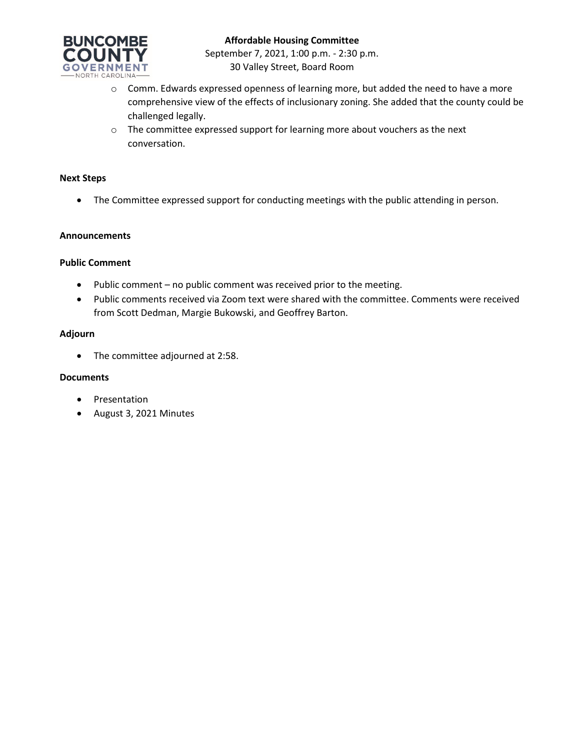- Comm. Edwards expressed openness of learning more, but added the need to have a more comprehensive view of the effects of inclusionary zoning. She added that the county could be challenged legally.
  - The committee expressed support for learning more about vouchers as the next conversation.

**Next Steps**

- The Committee expressed support for conducting meetings with the public attending in person.

**Announcements**

**Public Comment**

- Public comment – no public comment was received prior to the meeting.
- Public comments received via Zoom text were shared with the committee. Comments were received from Scott Dedman, Margie Bukowski, and Geoffrey Barton.

**Adjourn**

- The committee adjourned at 2:58.

**Documents**

- Presentation
- August 3, 2021 Minutes